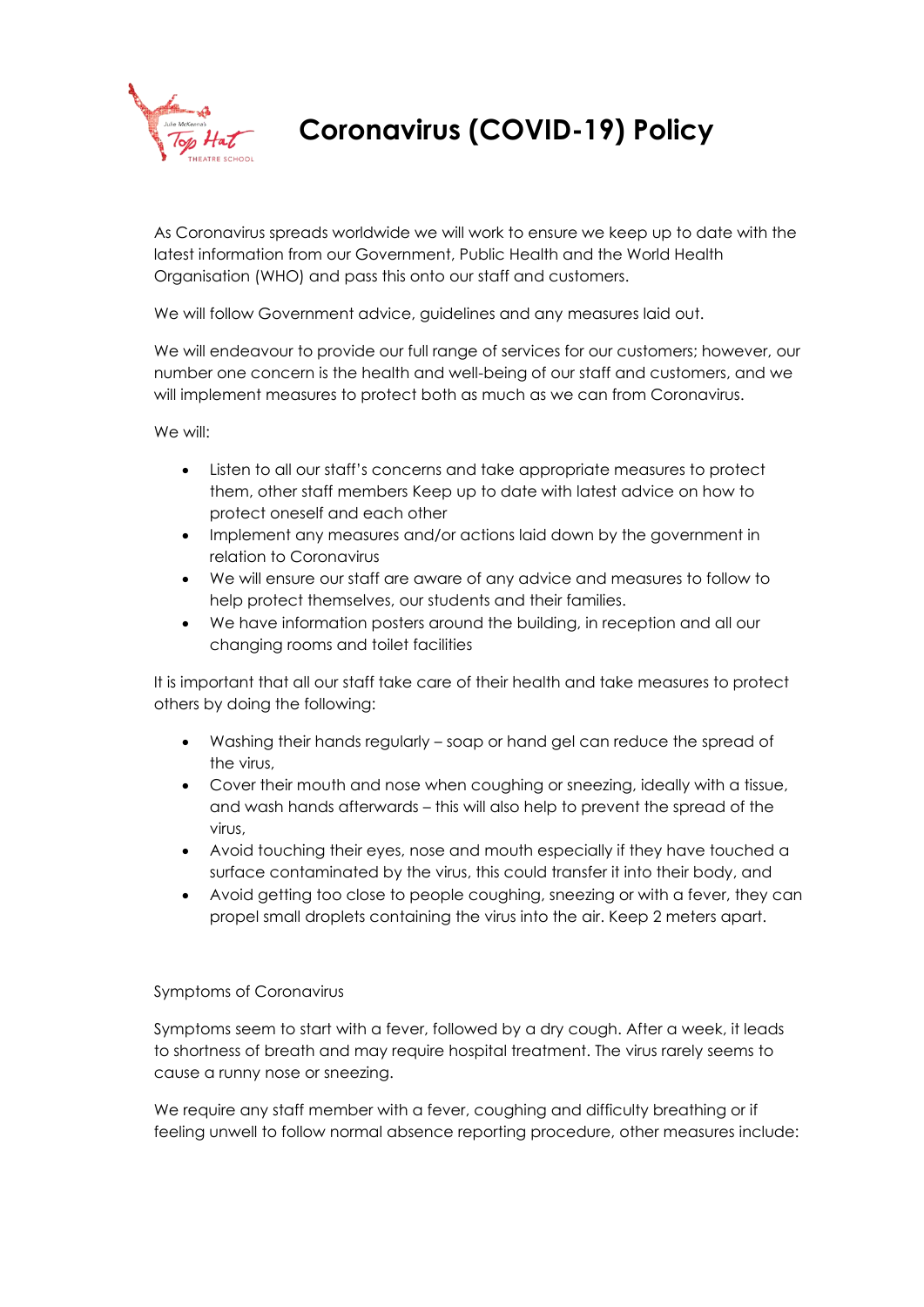# Coronavirus (COVID-19) Policy

As Coronavirus spreads worldwide we will work to ensure we keep up to date with the latest information from our Government, Public Health and the World Health Organisation (WHO) and pass this onto our staff and customers.

We will follow Government advice, guidelines and any measures laid out.

We will endeavour to provide our full range of services for our customers; however, our number one concern is the health and well-being of our staff and customers, and we will implement measures to protect both as much as we can from Coronavirus.

We will:

- Listen to all our staff's concerns and take appropriate measures to protect them, other staff members Keep up to date with latest advice on how to protect oneself and each other
- Implement any measures and/or actions laid down by the government in relation to Coronavirus
- We will ensure our staff are aware of any advice and measures to follow to help protect themselves, our students and their families.
- We have information posters around the building, in reception and all our changing rooms and toilet facilities

It is important that all our staff take care of their health and take measures to protect others by doing the following:

- Washing their hands regularly – soap or hand gel can reduce the spread of the virus,
- Cover their mouth and nose when coughing or sneezing, ideally with a tissue, and wash hands afterwards – this will also help to prevent the spread of the virus,
- Avoid touching their eyes, nose and mouth especially if they have touched a surface contaminated by the virus, this could transfer it into their body, and
- Avoid getting too close to people coughing, sneezing or with a fever, they can propel small droplets containing the virus into the air. Keep 2 meters apart.

Symptoms of Coronavirus

Symptoms seem to start with a fever, followed by a dry cough. After a week, it leads to shortness of breath and may require hospital treatment. The virus rarely seems to cause a runny nose or sneezing.

We require any staff member with a fever, coughing and difficulty breathing or if feeling unwell to follow normal absence reporting procedure, other measures include: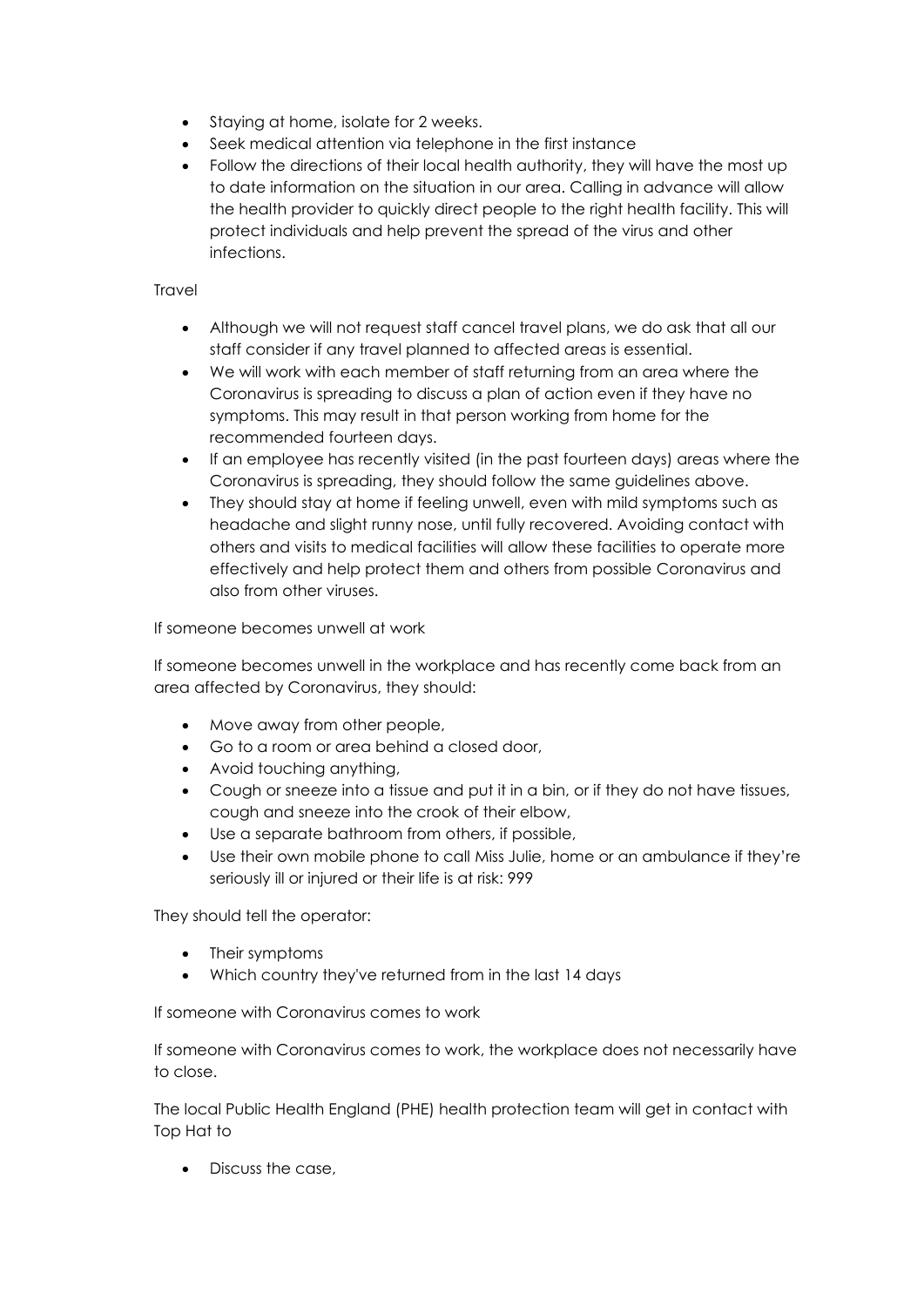- Staying at home, isolate for 2 weeks.
- Seek medical attention via telephone in the first instance
- Follow the directions of their local health authority, they will have the most up to date information on the situation in our area. Calling in advance will allow the health provider to quickly direct people to the right health facility. This will protect individuals and help prevent the spread of the virus and other infections.

Travel

- Although we will not request staff cancel travel plans, we do ask that all our staff consider if any travel planned to affected areas is essential.
- We will work with each member of staff returning from an area where the Coronavirus is spreading to discuss a plan of action even if they have no symptoms. This may result in that person working from home for the recommended fourteen days.
- If an employee has recently visited (in the past fourteen days) areas where the Coronavirus is spreading, they should follow the same guidelines above.
- They should stay at home if feeling unwell, even with mild symptoms such as headache and slight runny nose, until fully recovered. Avoiding contact with others and visits to medical facilities will allow these facilities to operate more effectively and help protect them and others from possible Coronavirus and also from other viruses.

If someone becomes unwell at work

If someone becomes unwell in the workplace and has recently come back from an area affected by Coronavirus, they should:

- Move away from other people,
- Go to a room or area behind a closed door,
- Avoid touching anything,
- Cough or sneeze into a tissue and put it in a bin, or if they do not have tissues, cough and sneeze into the crook of their elbow,
- Use a separate bathroom from others, if possible,
- Use their own mobile phone to call Miss Julie, home or an ambulance if they're seriously ill or injured or their life is at risk: 999

They should tell the operator:

- Their symptoms
- Which country they've returned from in the last 14 days

If someone with Coronavirus comes to work

If someone with Coronavirus comes to work, the workplace does not necessarily have to close.

The local Public Health England (PHE) health protection team will get in contact with Top Hat to

- Discuss the case,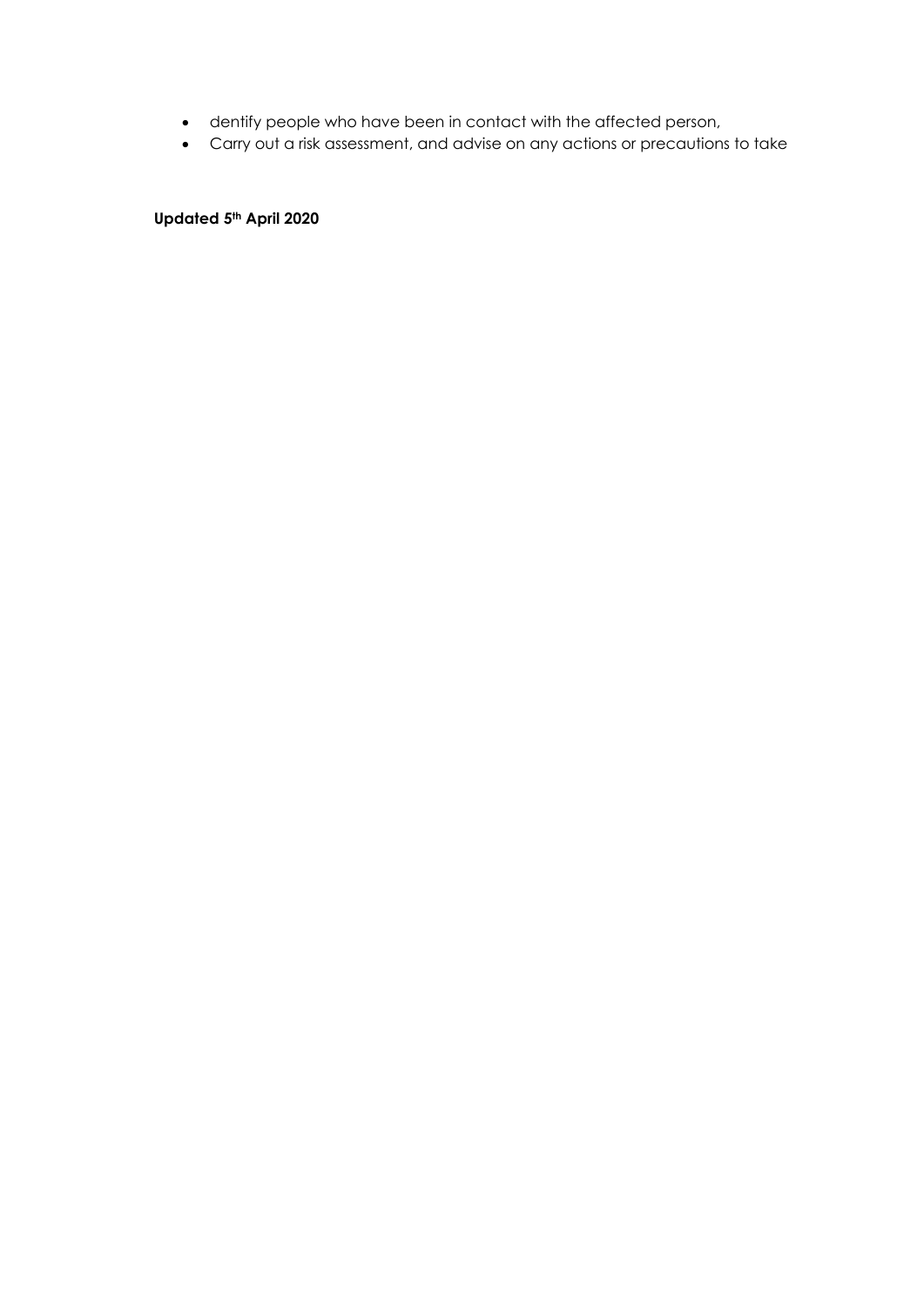- dentify people who have been in contact with the affected person,
- Carry out a risk assessment, and advise on any actions or precautions to take

**Updated 5th April 2020**